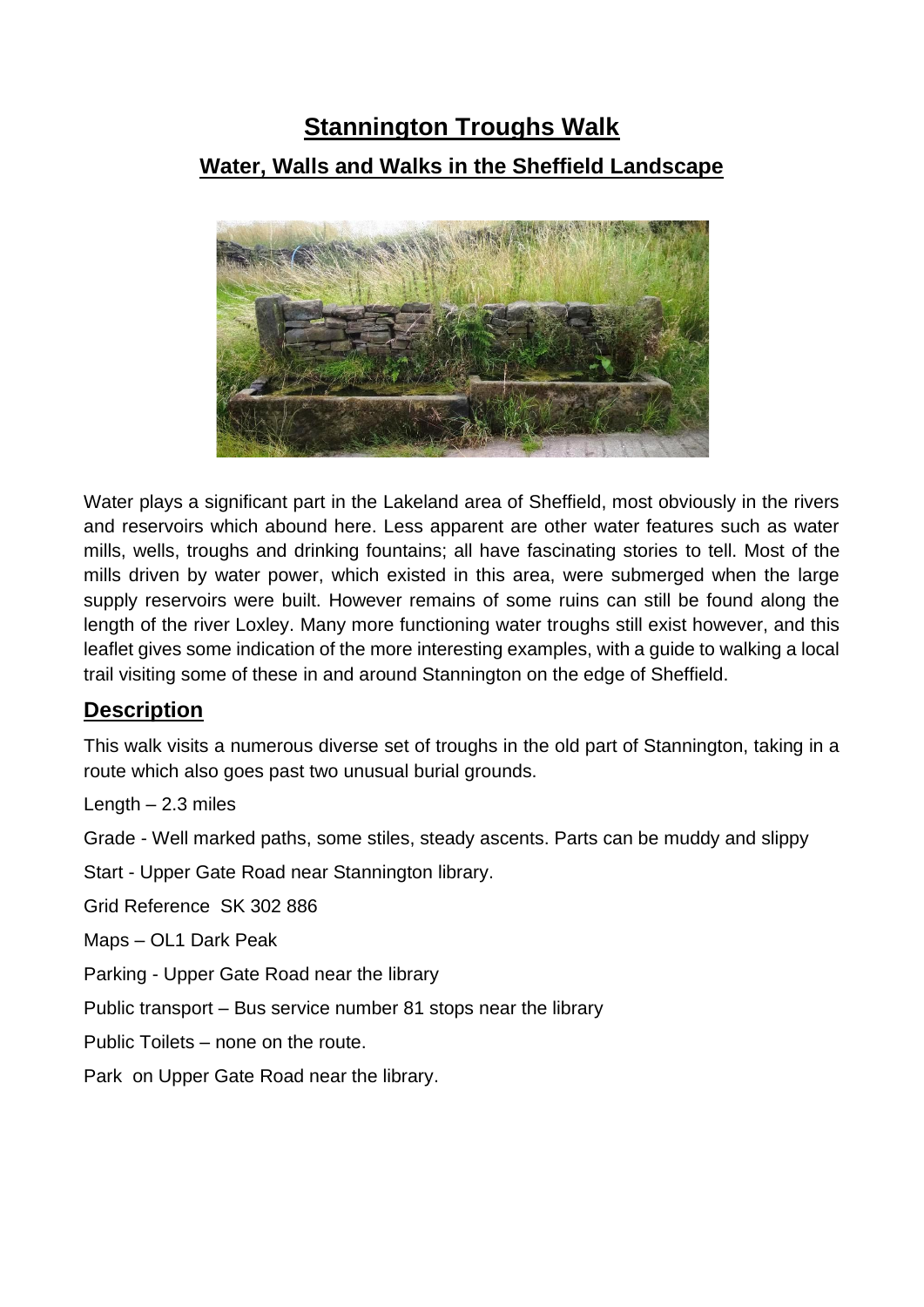# Stannington Troughs Walk

## Water, Walls and Walks in the Sheffield Landscape

Water plays a significant part in the Lakeland area of Sheffield, most obviously in the rivers and reservoirs which abound here. Less apparent are other water features such as water mills, wells, troughs and drinking fountains; all have fascinating stories to tell. Most of the mills driven by water power, which existed in this area, were submerged when the large supply reservoirs were built. However remains of some ruins can still be found along the length of the river Loxley. Many more functioning water troughs still exist however, and this leaflet gives some indication of the more interesting examples, with a guide to walking a local trail visiting some of these in and around Stannington on the edge of Sheffield.

## Description

This walk visits a numerous diverse set of troughs in the old part of Stannington, taking in a route which also goes past two unusual burial grounds.

Length – 2.3 miles

Grade - Well marked paths, some stiles, steady ascents. Parts can be muddy and slippy

Start - Upper Gate Road near Stannington library.

Grid Reference SK 302 886

Maps – OL1 Dark Peak

Parking - Upper Gate Road near the library

Public transport – Bus service number 81 stops near the library

Public Toilets – none on the route.

Park on Upper Gate Road near the library.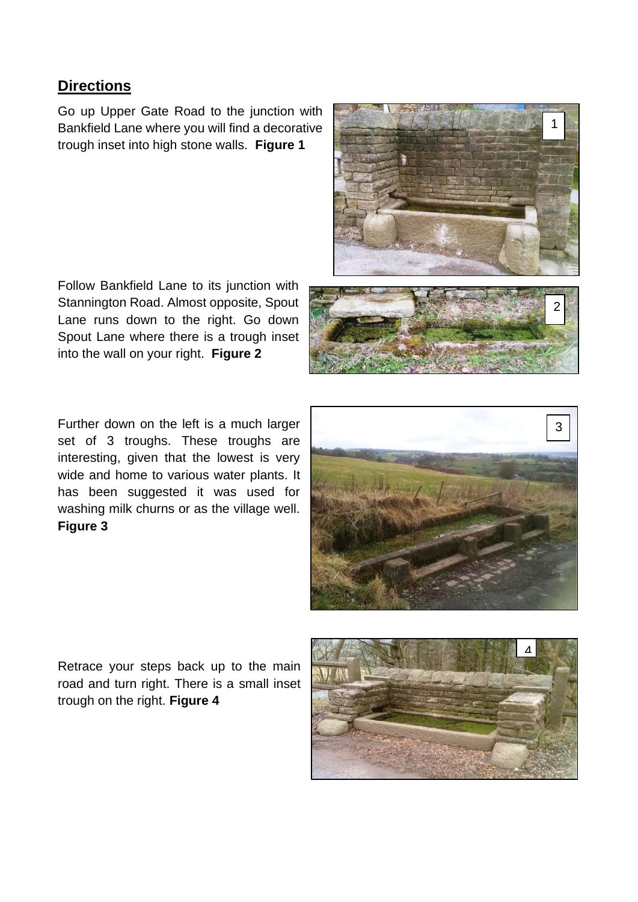## Directions

Go up Upper Gate Road to the junction with Bankfield Lane where you will find a decorative trough inset into high stone walls. **Figure 1**

Follow Bankfield Lane to its junction with Stannington Road. Almost opposite, Spout Lane runs down to the right. Go down Spout Lane where there is a trough inset into the wall on your right. **Figure 2**

Further down on the left is a much larger set of 3 troughs. These troughs are interesting, given that the lowest is very wide and home to various water plants. It has been suggested it was used for washing milk churns or as the village well. **Figure 3**

Retrace your steps back up to the main road and turn right. There is a small inset trough on the right. **Figure 4**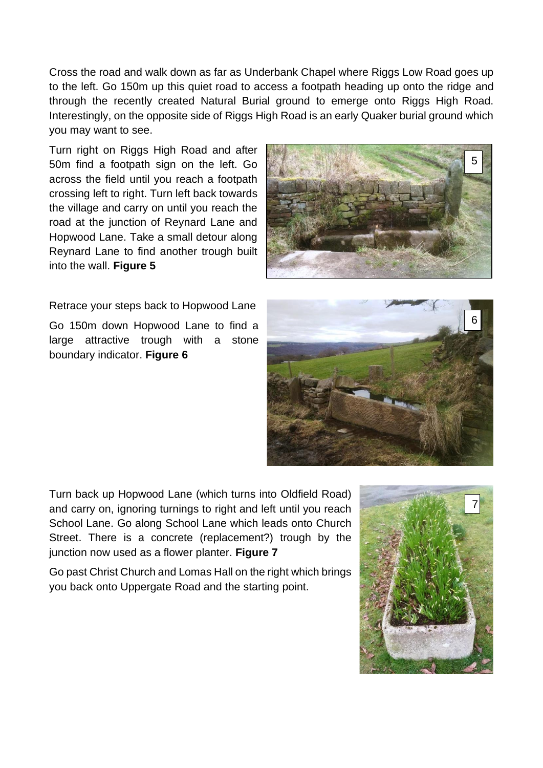Cross the road and walk down as far as Underbank Chapel where Riggs Low Road goes up to the left. Go 150m up this quiet road to access a footpath heading up onto the ridge and through the recently created Natural Burial ground to emerge onto Riggs High Road. Interestingly, on the opposite side of Riggs High Road is an early Quaker burial ground which you may want to see.

Turn right on Riggs High Road and after 50m find a footpath sign on the left. Go across the field until you reach a footpath crossing left to right. Turn left back towards the village and carry on until you reach the road at the junction of Reynard Lane and Hopwood Lane. Take a small detour along Reynard Lane to find another trough built into the wall. **Figure 5**

5

Retrace your steps back to Hopwood Lane

Go 150m down Hopwood Lane to find a large attractive trough with a stone boundary indicator. **Figure 6**

6

Turn back up Hopwood Lane (which turns into Oldfield Road) and carry on, ignoring turnings to right and left until you reach School Lane. Go along School Lane which leads onto Church Street. There is a concrete (replacement?) trough by the junction now used as a flower planter. **Figure 7**

Go past Christ Church and Lomas Hall on the right which brings you back onto Uppergate Road and the starting point.

7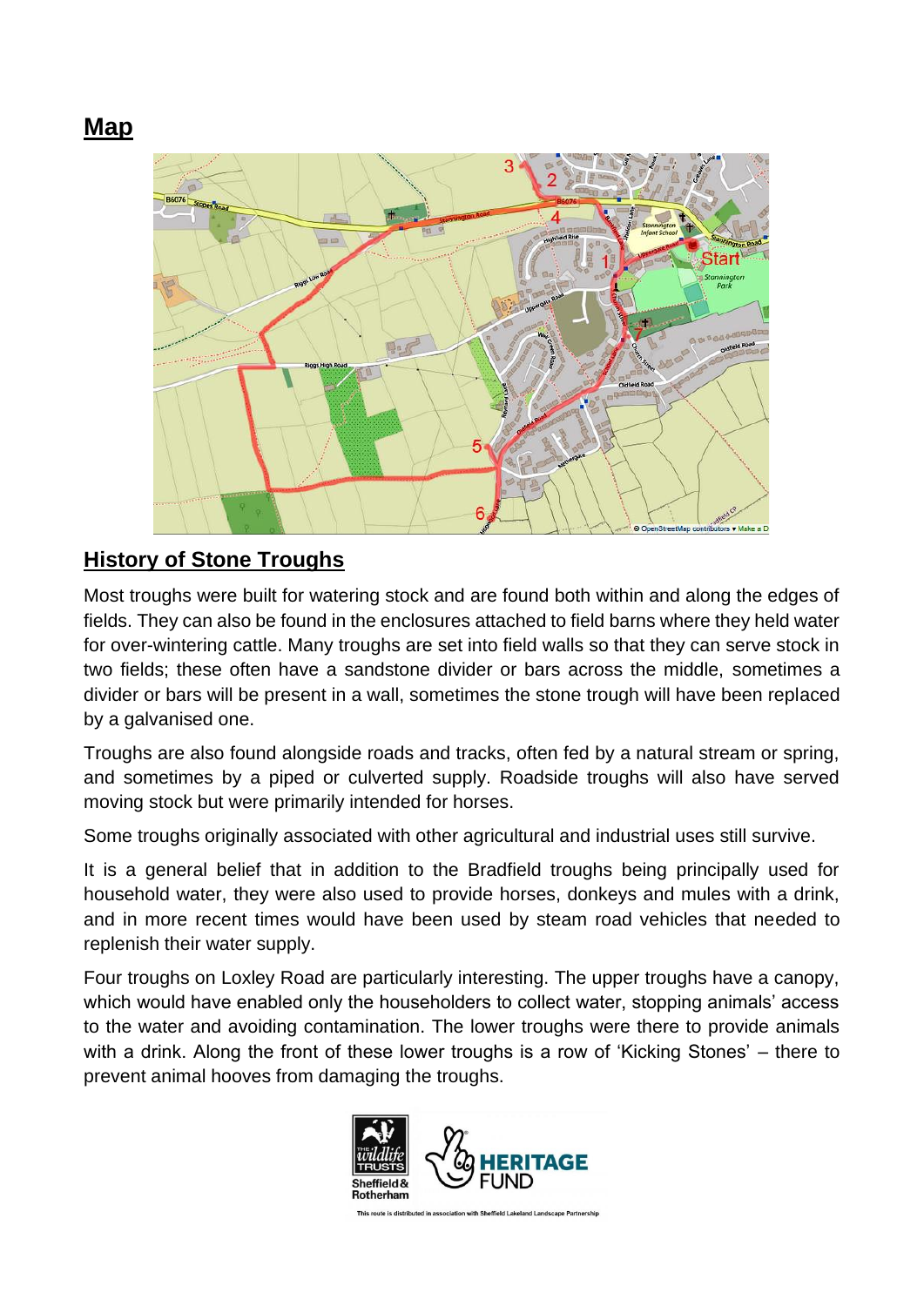## Map

## History of Stone Troughs

Most troughs were built for watering stock and are found both within and along the edges of fields. They can also be found in the enclosures attached to field barns where they held water for over-wintering cattle. Many troughs are set into field walls so that they can serve stock in two fields; these often have a sandstone divider or bars across the middle, sometimes a divider or bars will be present in a wall, sometimes the stone trough will have been replaced by a galvanised one.

Troughs are also found alongside roads and tracks, often fed by a natural stream or spring, and sometimes by a piped or culverted supply. Roadside troughs will also have served moving stock but were primarily intended for horses.

Some troughs originally associated with other agricultural and industrial uses still survive.

It is a general belief that in addition to the Bradfield troughs being principally used for household water, they were also used to provide horses, donkeys and mules with a drink, and in more recent times would have been used by steam road vehicles that needed to replenish their water supply.

Four troughs on Loxley Road are particularly interesting. The upper troughs have a canopy, which would have enabled only the householders to collect water, stopping animals' access to the water and avoiding contamination. The lower troughs were there to provide animals with a drink. Along the front of these lower troughs is a row of 'Kicking Stones' – there to prevent animal hooves from damaging the troughs.

This route is distributed in association with Sheffield Lakeland Landscape Partnership